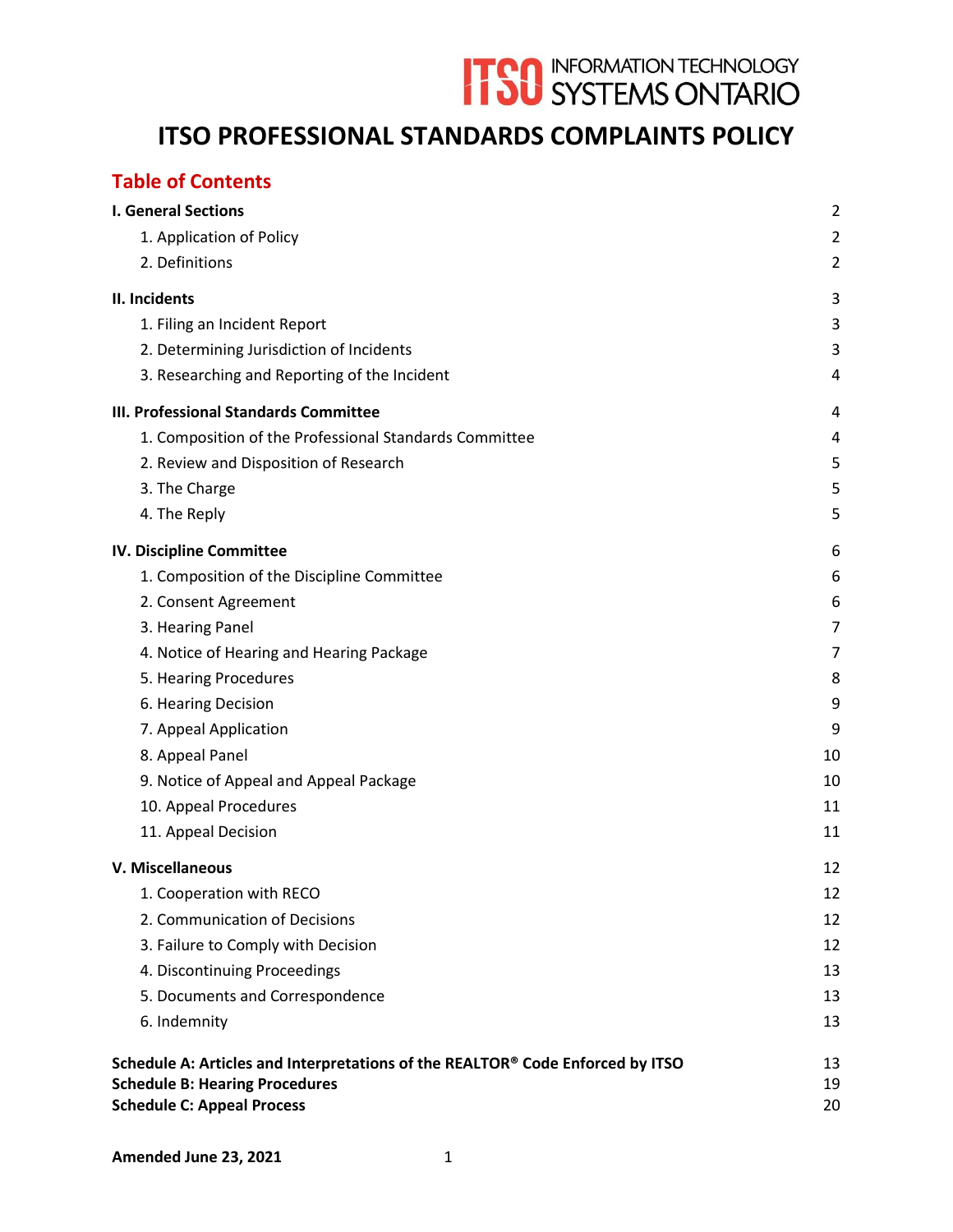ITSO INFORMATION TECHNOLOGY SYSTEMS ONTARIO

# ITSO PROFESSIONAL STANDARDS COMPLAINTS POLICY

## Table of Contents

**I. General Sections** 2

- 1. Application of Policy 2
- 2. Definitions 2

**II. Incidents** 3

- 1. Filing an Incident Report 3
- 2. Determining Jurisdiction of Incidents 3
- 3. Researching and Reporting of the Incident 4

**III. Professional Standards Committee** 4

- 1. Composition of the Professional Standards Committee 4
- 2. Review and Disposition of Research 5
- 3. The Charge 5
- 4. The Reply 5

**IV. Discipline Committee** 6

- 1. Composition of the Discipline Committee 6
- 2. Consent Agreement 6
- 3. Hearing Panel 7
- 4. Notice of Hearing and Hearing Package 7
- 5. Hearing Procedures 8
- 6. Hearing Decision 9
- 7. Appeal Application 9
- 8. Appeal Panel 10
- 9. Notice of Appeal and Appeal Package 10
- 10. Appeal Procedures 11
- 11. Appeal Decision 11

**V. Miscellaneous** 12

- 1. Cooperation with RECO 12
- 2. Communication of Decisions 12
- 3. Failure to Comply with Decision 12
- 4. Discontinuing Proceedings 13
- 5. Documents and Correspondence 13
- 6. Indemnity 13

**Schedule A: Articles and Interpretations of the REALTOR® Code Enforced by ITSO** 13
**Schedule B: Hearing Procedures** 19
**Schedule C: Appeal Process** 20

**Amended June 23, 2021**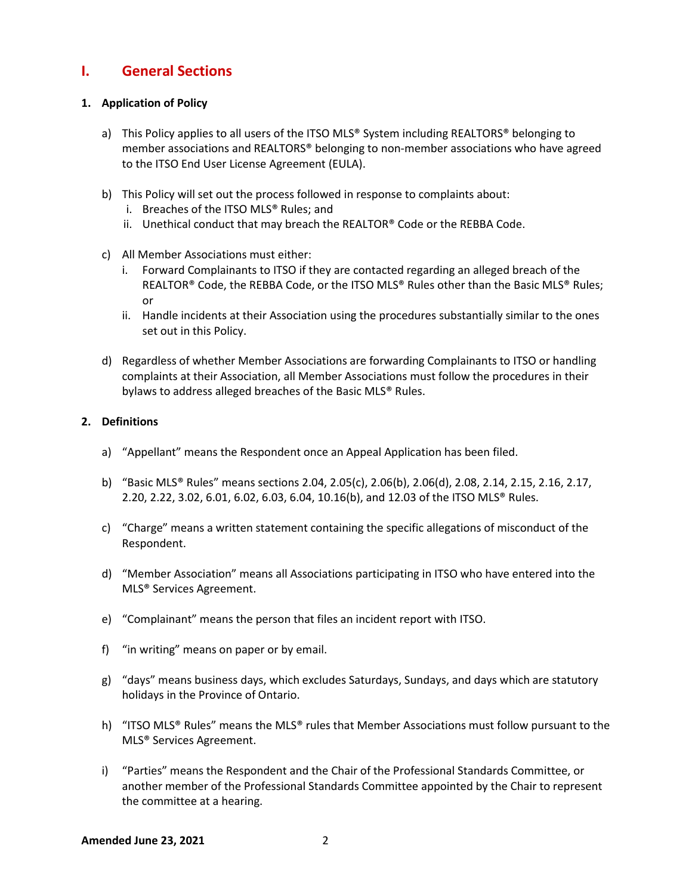# I. General Sections

### 1. Application of Policy

a) This Policy applies to all users of the ITSO MLS® System including REALTORS® belonging to member associations and REALTORS® belonging to non-member associations who have agreed to the ITSO End User License Agreement (EULA).

b) This Policy will set out the process followed in response to complaints about:
   i. Breaches of the ITSO MLS® Rules; and
   ii. Unethical conduct that may breach the REALTOR® Code or the REBBA Code.

c) All Member Associations must either:
   i. Forward Complainants to ITSO if they are contacted regarding an alleged breach of the REALTOR® Code, the REBBA Code, or the ITSO MLS® Rules other than the Basic MLS® Rules; or
   ii. Handle incidents at their Association using the procedures substantially similar to the ones set out in this Policy.

d) Regardless of whether Member Associations are forwarding Complainants to ITSO or handling complaints at their Association, all Member Associations must follow the procedures in their bylaws to address alleged breaches of the Basic MLS® Rules.

### 2. Definitions

a) "Appellant" means the Respondent once an Appeal Application has been filed.

b) "Basic MLS® Rules" means sections 2.04, 2.05(c), 2.06(b), 2.06(d), 2.08, 2.14, 2.15, 2.16, 2.17, 2.20, 2.22, 3.02, 6.01, 6.02, 6.03, 6.04, 10.16(b), and 12.03 of the ITSO MLS® Rules.

c) "Charge" means a written statement containing the specific allegations of misconduct of the Respondent.

d) "Member Association" means all Associations participating in ITSO who have entered into the MLS® Services Agreement.

e) "Complainant" means the person that files an incident report with ITSO.

f) "in writing" means on paper or by email.

g) "days" means business days, which excludes Saturdays, Sundays, and days which are statutory holidays in the Province of Ontario.

h) "ITSO MLS® Rules" means the MLS® rules that Member Associations must follow pursuant to the MLS® Services Agreement.

i) "Parties" means the Respondent and the Chair of the Professional Standards Committee, or another member of the Professional Standards Committee appointed by the Chair to represent the committee at a hearing.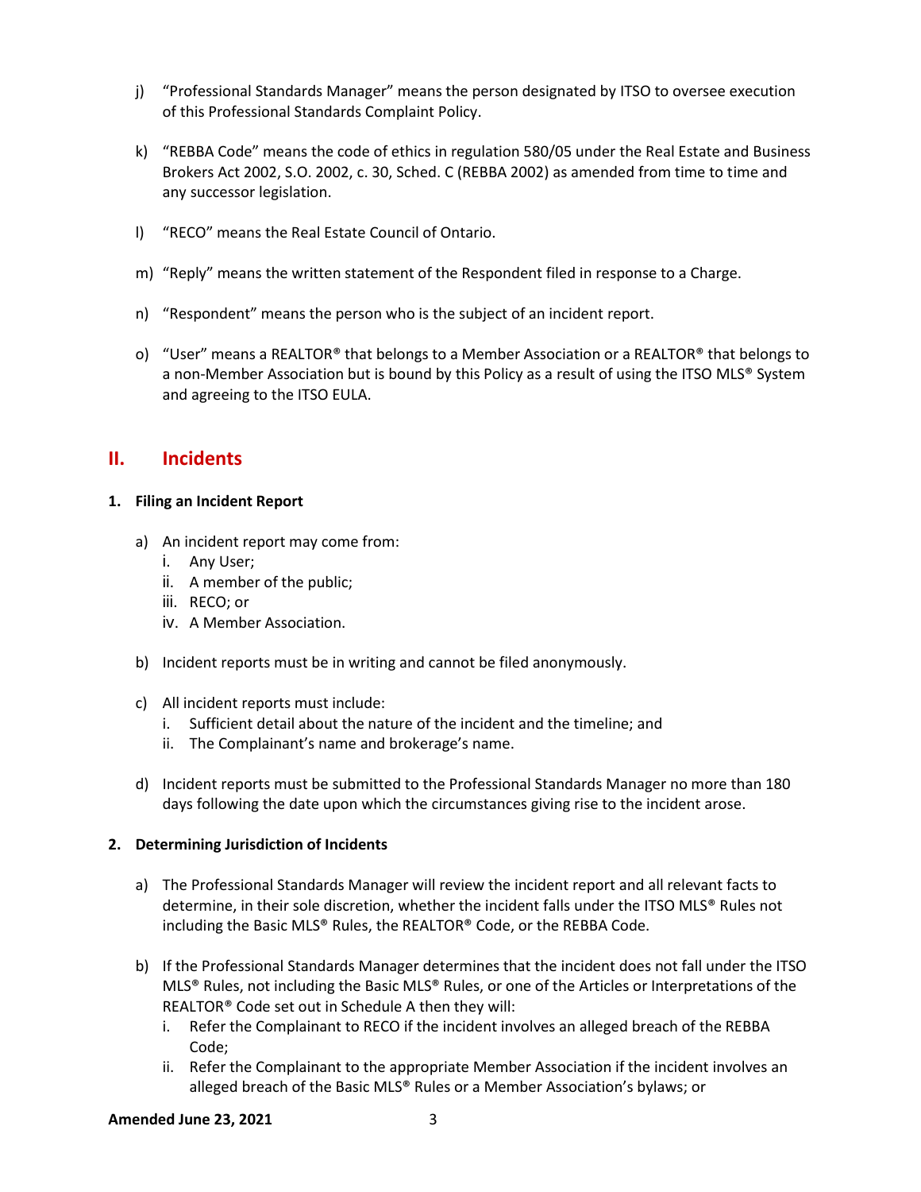j) "Professional Standards Manager" means the person designated by ITSO to oversee execution of this Professional Standards Complaint Policy.

k) "REBBA Code" means the code of ethics in regulation 580/05 under the Real Estate and Business Brokers Act 2002, S.O. 2002, c. 30, Sched. C (REBBA 2002) as amended from time to time and any successor legislation.

l) "RECO" means the Real Estate Council of Ontario.

m) "Reply" means the written statement of the Respondent filed in response to a Charge.

n) "Respondent" means the person who is the subject of an incident report.

o) "User" means a REALTOR® that belongs to a Member Association or a REALTOR® that belongs to a non-Member Association but is bound by this Policy as a result of using the ITSO MLS® System and agreeing to the ITSO EULA.

## II. Incidents

### 1. Filing an Incident Report

a) An incident report may come from:
   i. Any User;
   ii. A member of the public;
   iii. RECO; or
   iv. A Member Association.

b) Incident reports must be in writing and cannot be filed anonymously.

c) All incident reports must include:
   i. Sufficient detail about the nature of the incident and the timeline; and
   ii. The Complainant's name and brokerage's name.

d) Incident reports must be submitted to the Professional Standards Manager no more than 180 days following the date upon which the circumstances giving rise to the incident arose.

### 2. Determining Jurisdiction of Incidents

a) The Professional Standards Manager will review the incident report and all relevant facts to determine, in their sole discretion, whether the incident falls under the ITSO MLS® Rules not including the Basic MLS® Rules, the REALTOR® Code, or the REBBA Code.

b) If the Professional Standards Manager determines that the incident does not fall under the ITSO MLS® Rules, not including the Basic MLS® Rules, or one of the Articles or Interpretations of the REALTOR® Code set out in Schedule A then they will:
   i. Refer the Complainant to RECO if the incident involves an alleged breach of the REBBA Code;
   ii. Refer the Complainant to the appropriate Member Association if the incident involves an alleged breach of the Basic MLS® Rules or a Member Association's bylaws; or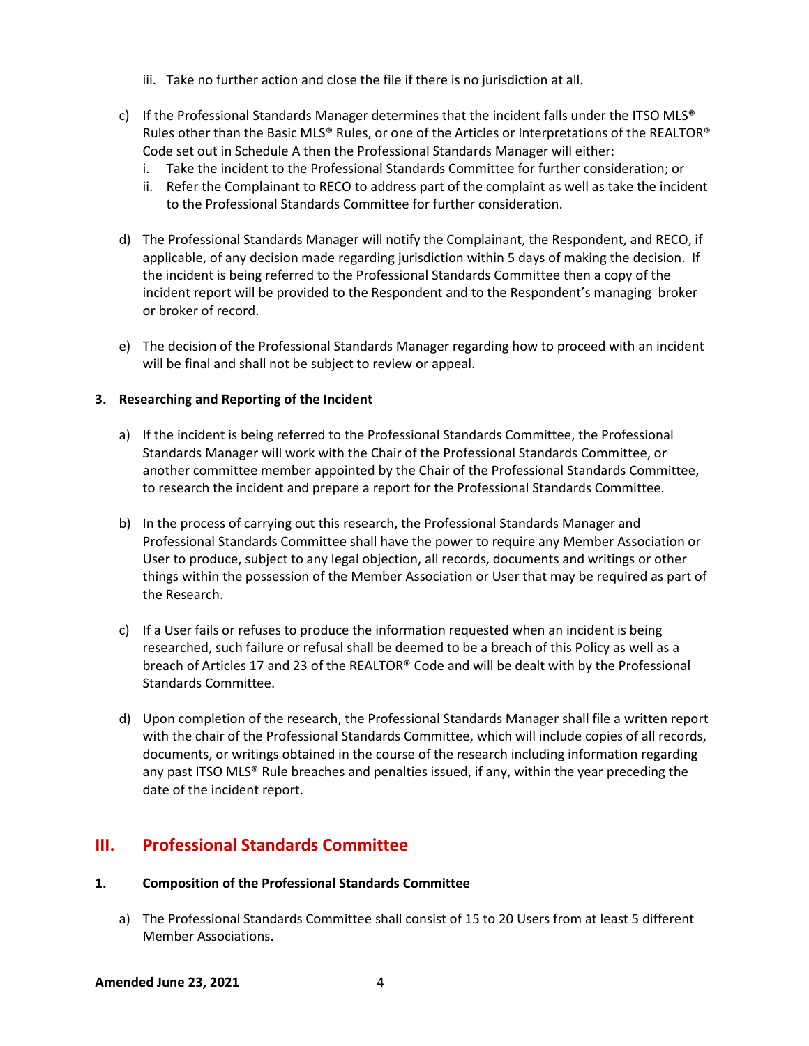iii. Take no further action and close the file if there is no jurisdiction at all.

c) If the Professional Standards Manager determines that the incident falls under the ITSO MLS® Rules other than the Basic MLS® Rules, or one of the Articles or Interpretations of the REALTOR® Code set out in Schedule A then the Professional Standards Manager will either:
   i. Take the incident to the Professional Standards Committee for further consideration; or
   ii. Refer the Complainant to RECO to address part of the complaint as well as take the incident to the Professional Standards Committee for further consideration.

d) The Professional Standards Manager will notify the Complainant, the Respondent, and RECO, if applicable, of any decision made regarding jurisdiction within 5 days of making the decision. If the incident is being referred to the Professional Standards Committee then a copy of the incident report will be provided to the Respondent and to the Respondent's managing broker or broker of record.

e) The decision of the Professional Standards Manager regarding how to proceed with an incident will be final and shall not be subject to review or appeal.

**3. Researching and Reporting of the Incident**

a) If the incident is being referred to the Professional Standards Committee, the Professional Standards Manager will work with the Chair of the Professional Standards Committee, or another committee member appointed by the Chair of the Professional Standards Committee, to research the incident and prepare a report for the Professional Standards Committee.

b) In the process of carrying out this research, the Professional Standards Manager and Professional Standards Committee shall have the power to require any Member Association or User to produce, subject to any legal objection, all records, documents and writings or other things within the possession of the Member Association or User that may be required as part of the Research.

c) If a User fails or refuses to produce the information requested when an incident is being researched, such failure or refusal shall be deemed to be a breach of this Policy as well as a breach of Articles 17 and 23 of the REALTOR® Code and will be dealt with by the Professional Standards Committee.

d) Upon completion of the research, the Professional Standards Manager shall file a written report with the chair of the Professional Standards Committee, which will include copies of all records, documents, or writings obtained in the course of the research including information regarding any past ITSO MLS® Rule breaches and penalties issued, if any, within the year preceding the date of the incident report.

## III. Professional Standards Committee

**1. Composition of the Professional Standards Committee**

a) The Professional Standards Committee shall consist of 15 to 20 Users from at least 5 different Member Associations.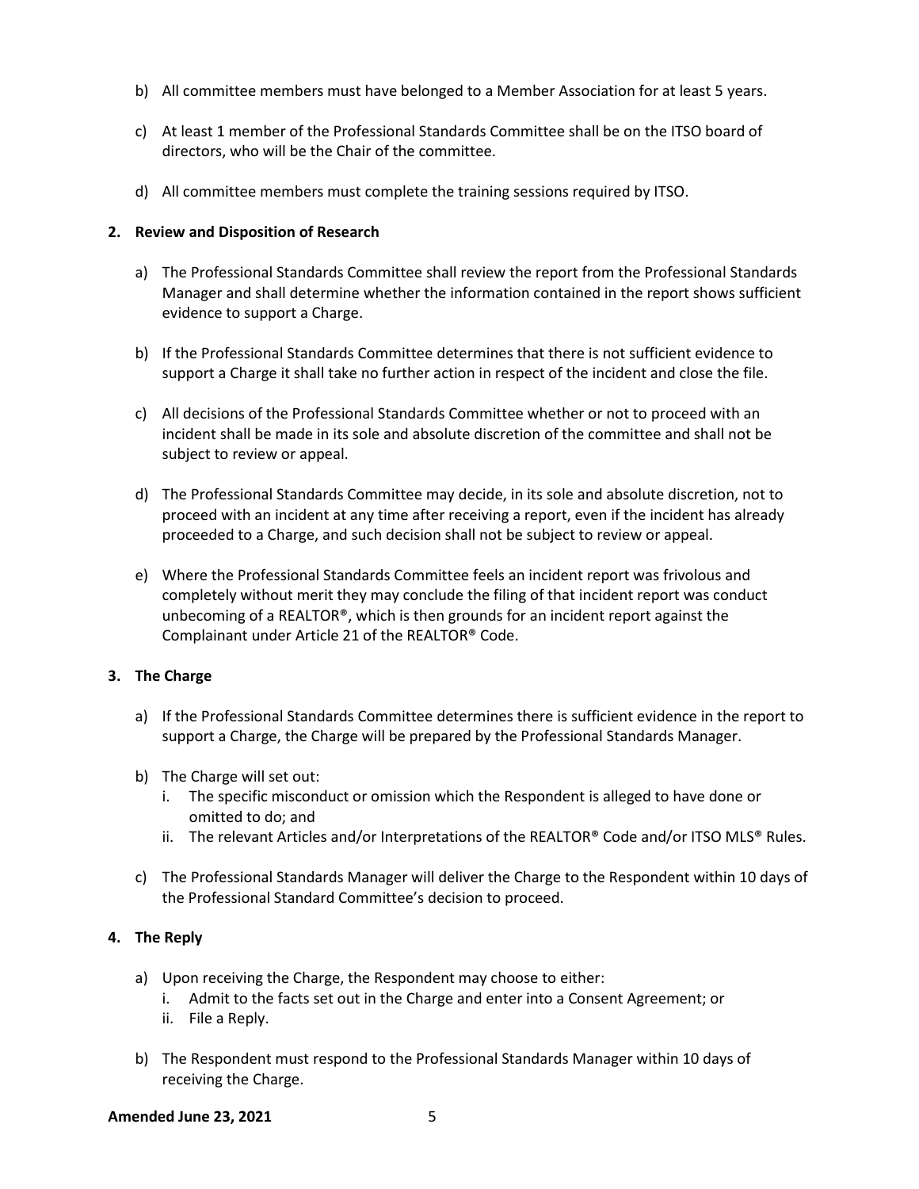b) All committee members must have belonged to a Member Association for at least 5 years.

c) At least 1 member of the Professional Standards Committee shall be on the ITSO board of directors, who will be the Chair of the committee.

d) All committee members must complete the training sessions required by ITSO.

**2. Review and Disposition of Research**

a) The Professional Standards Committee shall review the report from the Professional Standards Manager and shall determine whether the information contained in the report shows sufficient evidence to support a Charge.

b) If the Professional Standards Committee determines that there is not sufficient evidence to support a Charge it shall take no further action in respect of the incident and close the file.

c) All decisions of the Professional Standards Committee whether or not to proceed with an incident shall be made in its sole and absolute discretion of the committee and shall not be subject to review or appeal.

d) The Professional Standards Committee may decide, in its sole and absolute discretion, not to proceed with an incident at any time after receiving a report, even if the incident has already proceeded to a Charge, and such decision shall not be subject to review or appeal.

e) Where the Professional Standards Committee feels an incident report was frivolous and completely without merit they may conclude the filing of that incident report was conduct unbecoming of a REALTOR®, which is then grounds for an incident report against the Complainant under Article 21 of the REALTOR® Code.

**3. The Charge**

a) If the Professional Standards Committee determines there is sufficient evidence in the report to support a Charge, the Charge will be prepared by the Professional Standards Manager.

b) The Charge will set out:
   i. The specific misconduct or omission which the Respondent is alleged to have done or omitted to do; and
   ii. The relevant Articles and/or Interpretations of the REALTOR® Code and/or ITSO MLS® Rules.

c) The Professional Standards Manager will deliver the Charge to the Respondent within 10 days of the Professional Standard Committee's decision to proceed.

**4. The Reply**

a) Upon receiving the Charge, the Respondent may choose to either:
   i. Admit to the facts set out in the Charge and enter into a Consent Agreement; or
   ii. File a Reply.

b) The Respondent must respond to the Professional Standards Manager within 10 days of receiving the Charge.

**Amended June 23, 2021**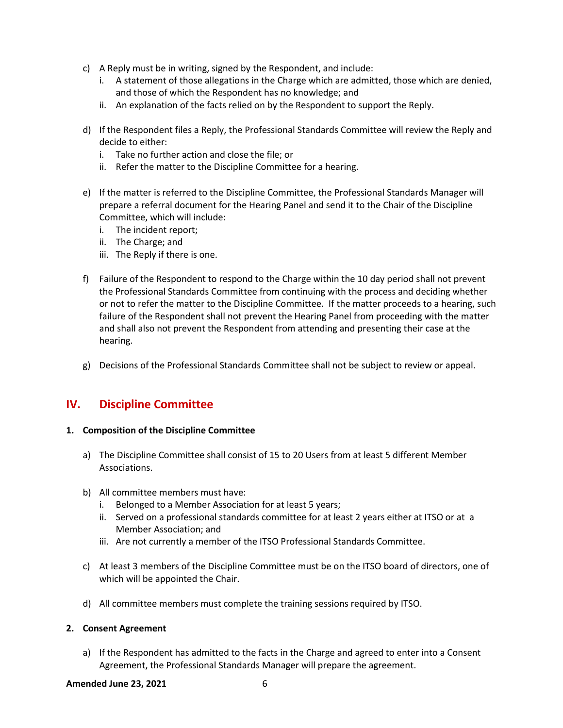c) A Reply must be in writing, signed by the Respondent, and include:
   i. A statement of those allegations in the Charge which are admitted, those which are denied, and those of which the Respondent has no knowledge; and
   ii. An explanation of the facts relied on by the Respondent to support the Reply.

d) If the Respondent files a Reply, the Professional Standards Committee will review the Reply and decide to either:
   i. Take no further action and close the file; or
   ii. Refer the matter to the Discipline Committee for a hearing.

e) If the matter is referred to the Discipline Committee, the Professional Standards Manager will prepare a referral document for the Hearing Panel and send it to the Chair of the Discipline Committee, which will include:
   i. The incident report;
   ii. The Charge; and
   iii. The Reply if there is one.

f) Failure of the Respondent to respond to the Charge within the 10 day period shall not prevent the Professional Standards Committee from continuing with the process and deciding whether or not to refer the matter to the Discipline Committee. If the matter proceeds to a hearing, such failure of the Respondent shall not prevent the Hearing Panel from proceeding with the matter and shall also not prevent the Respondent from attending and presenting their case at the hearing.

g) Decisions of the Professional Standards Committee shall not be subject to review or appeal.

## IV. Discipline Committee

**1. Composition of the Discipline Committee**

a) The Discipline Committee shall consist of 15 to 20 Users from at least 5 different Member Associations.

b) All committee members must have:
   i. Belonged to a Member Association for at least 5 years;
   ii. Served on a professional standards committee for at least 2 years either at ITSO or at a Member Association; and
   iii. Are not currently a member of the ITSO Professional Standards Committee.

c) At least 3 members of the Discipline Committee must be on the ITSO board of directors, one of which will be appointed the Chair.

d) All committee members must complete the training sessions required by ITSO.

**2. Consent Agreement**

a) If the Respondent has admitted to the facts in the Charge and agreed to enter into a Consent Agreement, the Professional Standards Manager will prepare the agreement.

**Amended June 23, 2021**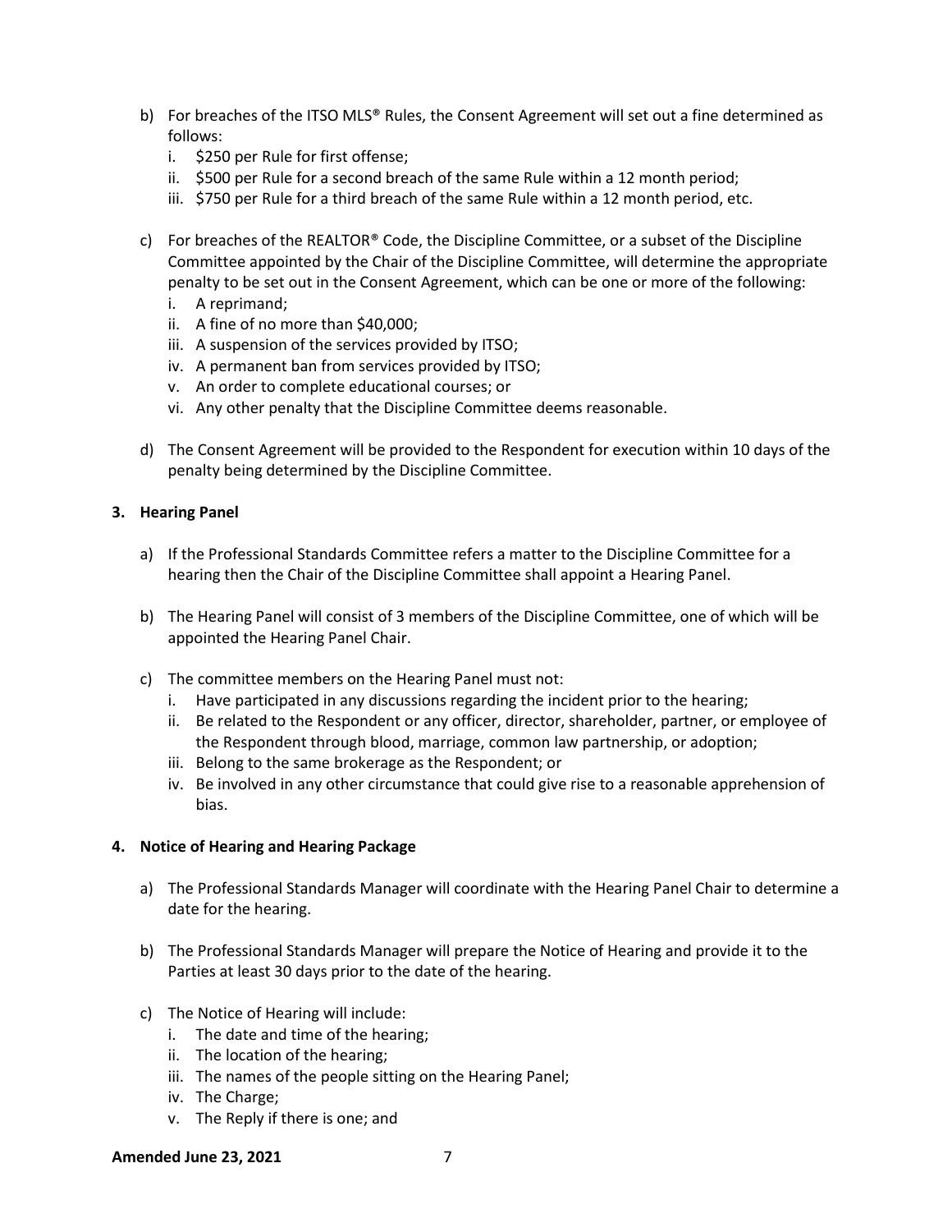b) For breaches of the ITSO MLS® Rules, the Consent Agreement will set out a fine determined as follows:
   i. $250 per Rule for first offense;
   ii. $500 per Rule for a second breach of the same Rule within a 12 month period;
   iii. $750 per Rule for a third breach of the same Rule within a 12 month period, etc.

c) For breaches of the REALTOR® Code, the Discipline Committee, or a subset of the Discipline Committee appointed by the Chair of the Discipline Committee, will determine the appropriate penalty to be set out in the Consent Agreement, which can be one or more of the following:
   i. A reprimand;
   ii. A fine of no more than $40,000;
   iii. A suspension of the services provided by ITSO;
   iv. A permanent ban from services provided by ITSO;
   v. An order to complete educational courses; or
   vi. Any other penalty that the Discipline Committee deems reasonable.

d) The Consent Agreement will be provided to the Respondent for execution within 10 days of the penalty being determined by the Discipline Committee.

**3. Hearing Panel**

a) If the Professional Standards Committee refers a matter to the Discipline Committee for a hearing then the Chair of the Discipline Committee shall appoint a Hearing Panel.

b) The Hearing Panel will consist of 3 members of the Discipline Committee, one of which will be appointed the Hearing Panel Chair.

c) The committee members on the Hearing Panel must not:
   i. Have participated in any discussions regarding the incident prior to the hearing;
   ii. Be related to the Respondent or any officer, director, shareholder, partner, or employee of the Respondent through blood, marriage, common law partnership, or adoption;
   iii. Belong to the same brokerage as the Respondent; or
   iv. Be involved in any other circumstance that could give rise to a reasonable apprehension of bias.

**4. Notice of Hearing and Hearing Package**

a) The Professional Standards Manager will coordinate with the Hearing Panel Chair to determine a date for the hearing.

b) The Professional Standards Manager will prepare the Notice of Hearing and provide it to the Parties at least 30 days prior to the date of the hearing.

c) The Notice of Hearing will include:
   i. The date and time of the hearing;
   ii. The location of the hearing;
   iii. The names of the people sitting on the Hearing Panel;
   iv. The Charge;
   v. The Reply if there is one; and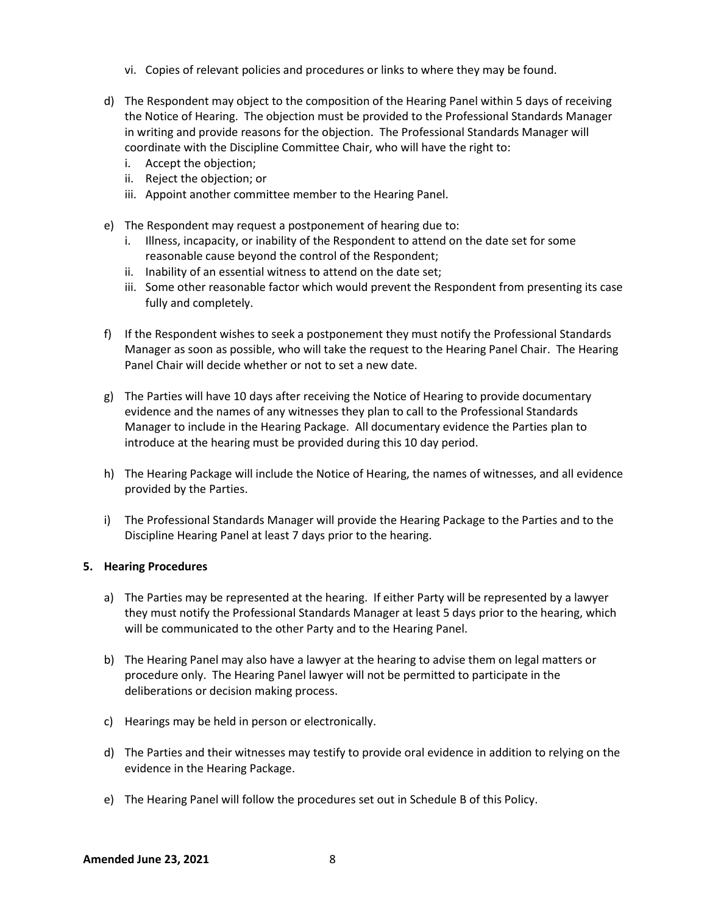vi. Copies of relevant policies and procedures or links to where they may be found.

d) The Respondent may object to the composition of the Hearing Panel within 5 days of receiving the Notice of Hearing. The objection must be provided to the Professional Standards Manager in writing and provide reasons for the objection. The Professional Standards Manager will coordinate with the Discipline Committee Chair, who will have the right to:
   i. Accept the objection;
   ii. Reject the objection; or
   iii. Appoint another committee member to the Hearing Panel.

e) The Respondent may request a postponement of hearing due to:
   i. Illness, incapacity, or inability of the Respondent to attend on the date set for some reasonable cause beyond the control of the Respondent;
   ii. Inability of an essential witness to attend on the date set;
   iii. Some other reasonable factor which would prevent the Respondent from presenting its case fully and completely.

f) If the Respondent wishes to seek a postponement they must notify the Professional Standards Manager as soon as possible, who will take the request to the Hearing Panel Chair. The Hearing Panel Chair will decide whether or not to set a new date.

g) The Parties will have 10 days after receiving the Notice of Hearing to provide documentary evidence and the names of any witnesses they plan to call to the Professional Standards Manager to include in the Hearing Package. All documentary evidence the Parties plan to introduce at the hearing must be provided during this 10 day period.

h) The Hearing Package will include the Notice of Hearing, the names of witnesses, and all evidence provided by the Parties.

i) The Professional Standards Manager will provide the Hearing Package to the Parties and to the Discipline Hearing Panel at least 7 days prior to the hearing.

**5. Hearing Procedures**

a) The Parties may be represented at the hearing. If either Party will be represented by a lawyer they must notify the Professional Standards Manager at least 5 days prior to the hearing, which will be communicated to the other Party and to the Hearing Panel.

b) The Hearing Panel may also have a lawyer at the hearing to advise them on legal matters or procedure only. The Hearing Panel lawyer will not be permitted to participate in the deliberations or decision making process.

c) Hearings may be held in person or electronically.

d) The Parties and their witnesses may testify to provide oral evidence in addition to relying on the evidence in the Hearing Package.

e) The Hearing Panel will follow the procedures set out in Schedule B of this Policy.

**Amended June 23, 2021**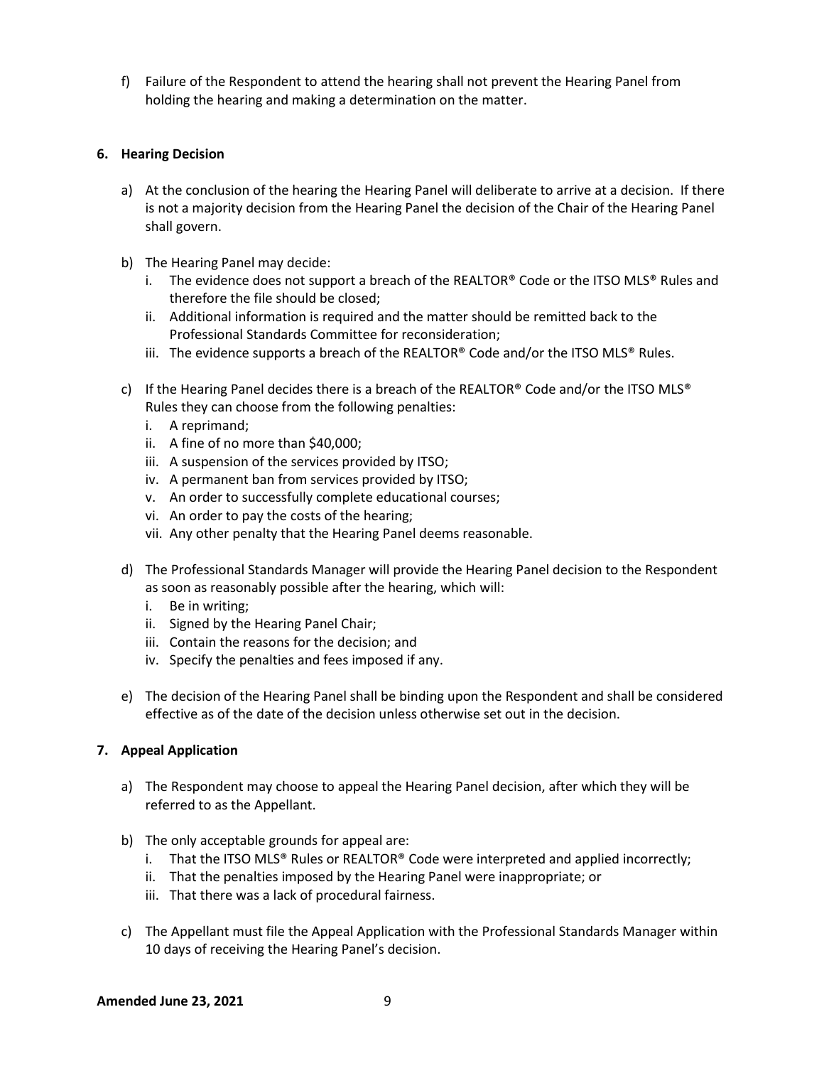f) Failure of the Respondent to attend the hearing shall not prevent the Hearing Panel from holding the hearing and making a determination on the matter.

**6. Hearing Decision**

a) At the conclusion of the hearing the Hearing Panel will deliberate to arrive at a decision. If there is not a majority decision from the Hearing Panel the decision of the Chair of the Hearing Panel shall govern.

b) The Hearing Panel may decide:
   i. The evidence does not support a breach of the REALTOR® Code or the ITSO MLS® Rules and therefore the file should be closed;
   ii. Additional information is required and the matter should be remitted back to the Professional Standards Committee for reconsideration;
   iii. The evidence supports a breach of the REALTOR® Code and/or the ITSO MLS® Rules.

c) If the Hearing Panel decides there is a breach of the REALTOR® Code and/or the ITSO MLS® Rules they can choose from the following penalties:
   i. A reprimand;
   ii. A fine of no more than $40,000;
   iii. A suspension of the services provided by ITSO;
   iv. A permanent ban from services provided by ITSO;
   v. An order to successfully complete educational courses;
   vi. An order to pay the costs of the hearing;
   vii. Any other penalty that the Hearing Panel deems reasonable.

d) The Professional Standards Manager will provide the Hearing Panel decision to the Respondent as soon as reasonably possible after the hearing, which will:
   i. Be in writing;
   ii. Signed by the Hearing Panel Chair;
   iii. Contain the reasons for the decision; and
   iv. Specify the penalties and fees imposed if any.

e) The decision of the Hearing Panel shall be binding upon the Respondent and shall be considered effective as of the date of the decision unless otherwise set out in the decision.

**7. Appeal Application**

a) The Respondent may choose to appeal the Hearing Panel decision, after which they will be referred to as the Appellant.

b) The only acceptable grounds for appeal are:
   i. That the ITSO MLS® Rules or REALTOR® Code were interpreted and applied incorrectly;
   ii. That the penalties imposed by the Hearing Panel were inappropriate; or
   iii. That there was a lack of procedural fairness.

c) The Appellant must file the Appeal Application with the Professional Standards Manager within 10 days of receiving the Hearing Panel's decision.

**Amended June 23, 2021**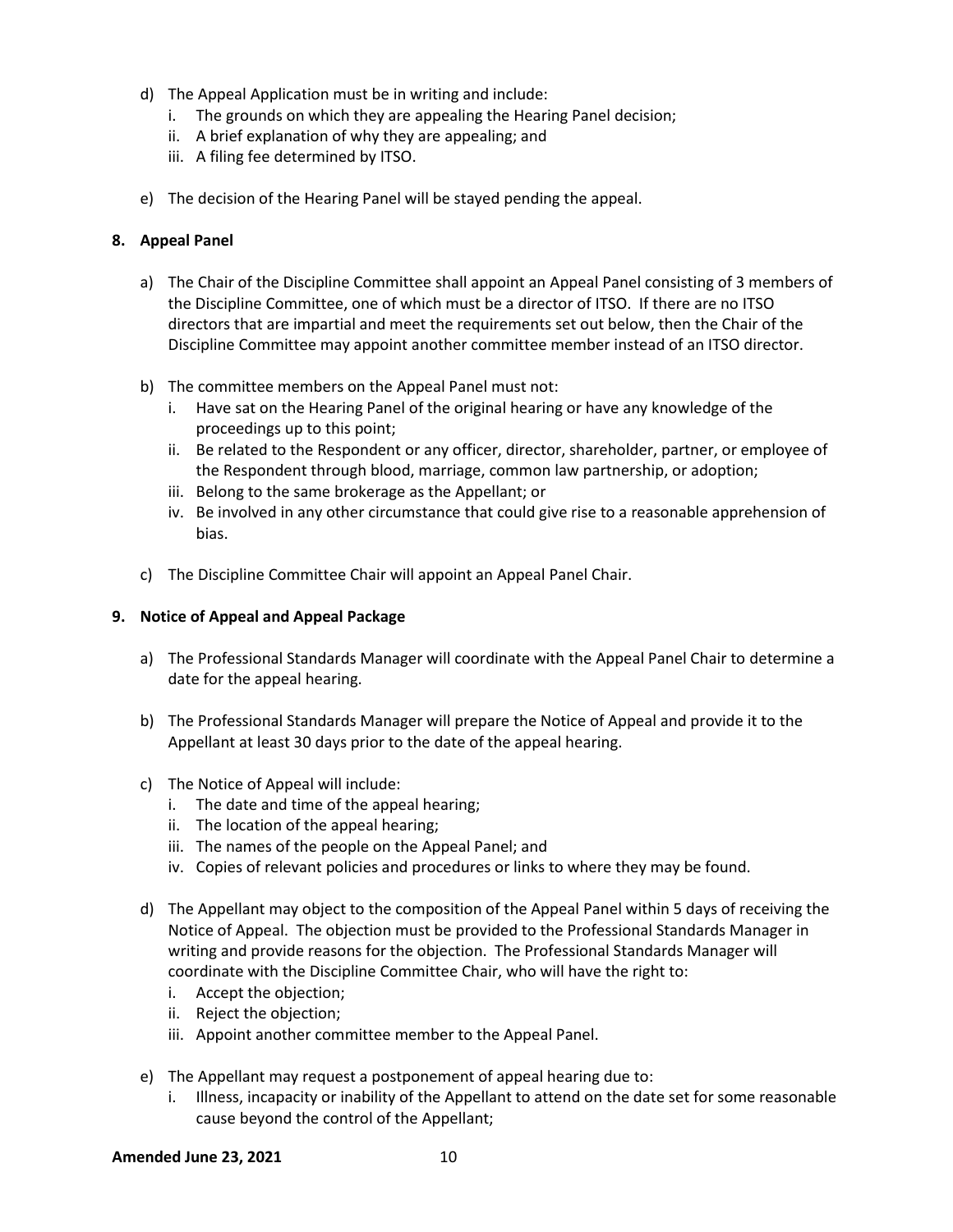d) The Appeal Application must be in writing and include:
   i. The grounds on which they are appealing the Hearing Panel decision;
   ii. A brief explanation of why they are appealing; and
   iii. A filing fee determined by ITSO.

e) The decision of the Hearing Panel will be stayed pending the appeal.

## 8. Appeal Panel

a) The Chair of the Discipline Committee shall appoint an Appeal Panel consisting of 3 members of the Discipline Committee, one of which must be a director of ITSO. If there are no ITSO directors that are impartial and meet the requirements set out below, then the Chair of the Discipline Committee may appoint another committee member instead of an ITSO director.

b) The committee members on the Appeal Panel must not:
   i. Have sat on the Hearing Panel of the original hearing or have any knowledge of the proceedings up to this point;
   ii. Be related to the Respondent or any officer, director, shareholder, partner, or employee of the Respondent through blood, marriage, common law partnership, or adoption;
   iii. Belong to the same brokerage as the Appellant; or
   iv. Be involved in any other circumstance that could give rise to a reasonable apprehension of bias.

c) The Discipline Committee Chair will appoint an Appeal Panel Chair.

## 9. Notice of Appeal and Appeal Package

a) The Professional Standards Manager will coordinate with the Appeal Panel Chair to determine a date for the appeal hearing.

b) The Professional Standards Manager will prepare the Notice of Appeal and provide it to the Appellant at least 30 days prior to the date of the appeal hearing.

c) The Notice of Appeal will include:
   i. The date and time of the appeal hearing;
   ii. The location of the appeal hearing;
   iii. The names of the people on the Appeal Panel; and
   iv. Copies of relevant policies and procedures or links to where they may be found.

d) The Appellant may object to the composition of the Appeal Panel within 5 days of receiving the Notice of Appeal. The objection must be provided to the Professional Standards Manager in writing and provide reasons for the objection. The Professional Standards Manager will coordinate with the Discipline Committee Chair, who will have the right to:
   i. Accept the objection;
   ii. Reject the objection;
   iii. Appoint another committee member to the Appeal Panel.

e) The Appellant may request a postponement of appeal hearing due to:
   i. Illness, incapacity or inability of the Appellant to attend on the date set for some reasonable cause beyond the control of the Appellant;

**Amended June 23, 2021**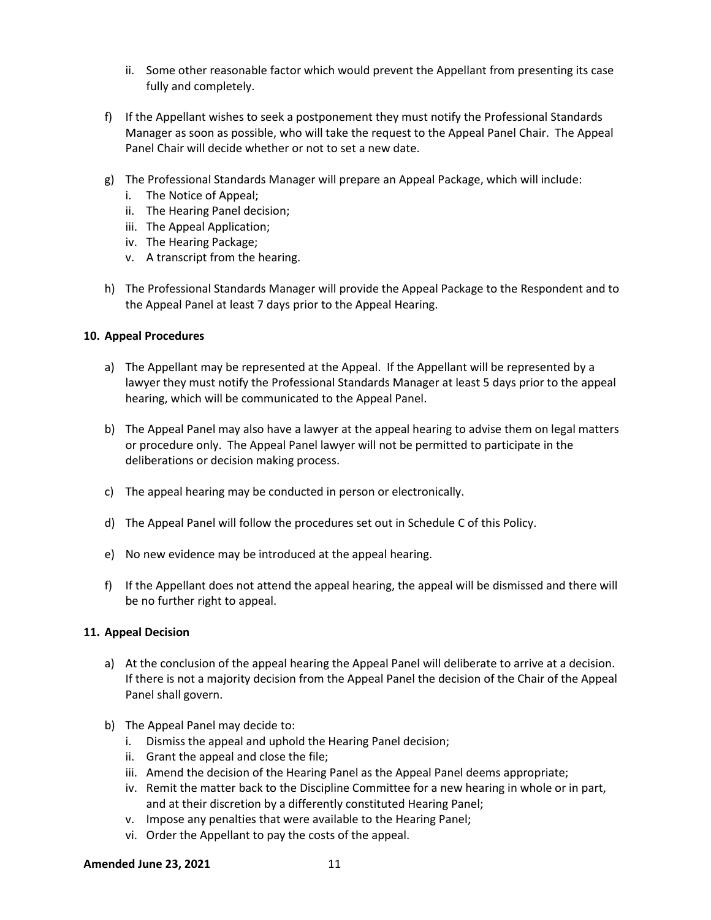ii. Some other reasonable factor which would prevent the Appellant from presenting its case fully and completely.

f) If the Appellant wishes to seek a postponement they must notify the Professional Standards Manager as soon as possible, who will take the request to the Appeal Panel Chair. The Appeal Panel Chair will decide whether or not to set a new date.

g) The Professional Standards Manager will prepare an Appeal Package, which will include:
   i. The Notice of Appeal;
   ii. The Hearing Panel decision;
   iii. The Appeal Application;
   iv. The Hearing Package;
   v. A transcript from the hearing.

h) The Professional Standards Manager will provide the Appeal Package to the Respondent and to the Appeal Panel at least 7 days prior to the Appeal Hearing.

**10. Appeal Procedures**

a) The Appellant may be represented at the Appeal. If the Appellant will be represented by a lawyer they must notify the Professional Standards Manager at least 5 days prior to the appeal hearing, which will be communicated to the Appeal Panel.

b) The Appeal Panel may also have a lawyer at the appeal hearing to advise them on legal matters or procedure only. The Appeal Panel lawyer will not be permitted to participate in the deliberations or decision making process.

c) The appeal hearing may be conducted in person or electronically.

d) The Appeal Panel will follow the procedures set out in Schedule C of this Policy.

e) No new evidence may be introduced at the appeal hearing.

f) If the Appellant does not attend the appeal hearing, the appeal will be dismissed and there will be no further right to appeal.

**11. Appeal Decision**

a) At the conclusion of the appeal hearing the Appeal Panel will deliberate to arrive at a decision. If there is not a majority decision from the Appeal Panel the decision of the Chair of the Appeal Panel shall govern.

b) The Appeal Panel may decide to:
   i. Dismiss the appeal and uphold the Hearing Panel decision;
   ii. Grant the appeal and close the file;
   iii. Amend the decision of the Hearing Panel as the Appeal Panel deems appropriate;
   iv. Remit the matter back to the Discipline Committee for a new hearing in whole or in part, and at their discretion by a differently constituted Hearing Panel;
   v. Impose any penalties that were available to the Hearing Panel;
   vi. Order the Appellant to pay the costs of the appeal.

**Amended June 23, 2021**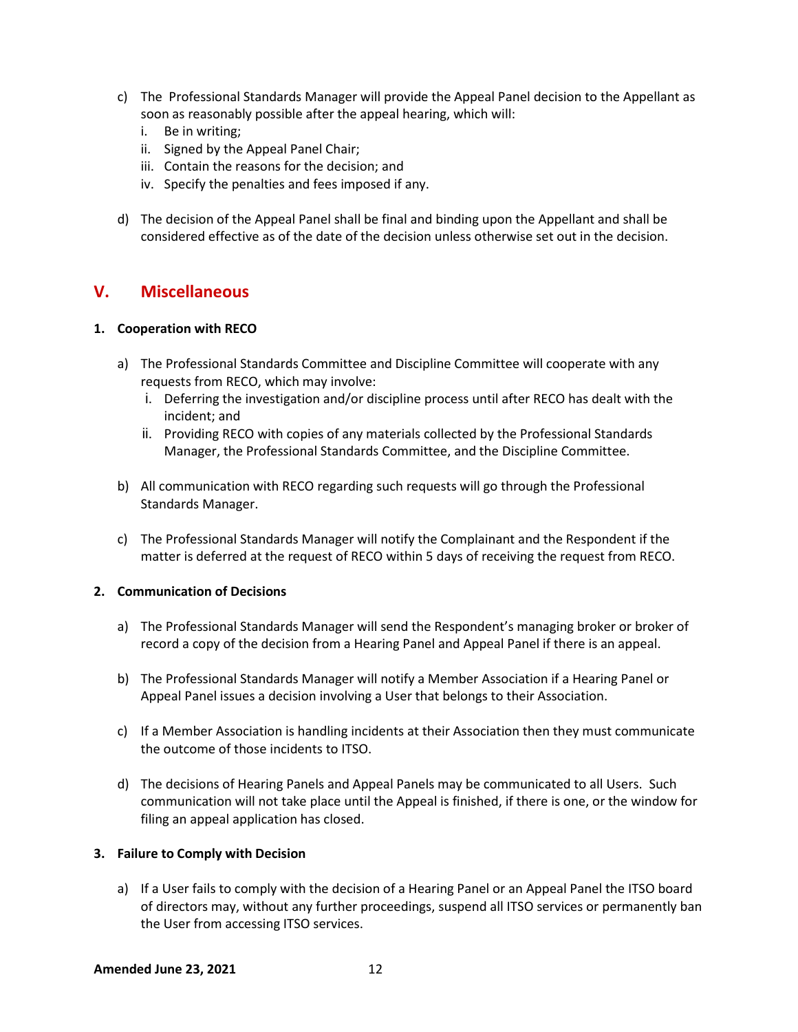c) The  Professional Standards Manager will provide the Appeal Panel decision to the Appellant as soon as reasonably possible after the appeal hearing, which will:
   i. Be in writing;
   ii. Signed by the Appeal Panel Chair;
   iii. Contain the reasons for the decision; and
   iv. Specify the penalties and fees imposed if any.

d) The decision of the Appeal Panel shall be final and binding upon the Appellant and shall be considered effective as of the date of the decision unless otherwise set out in the decision.

## V. Miscellaneous

**1. Cooperation with RECO**

a) The Professional Standards Committee and Discipline Committee will cooperate with any requests from RECO, which may involve:
   i. Deferring the investigation and/or discipline process until after RECO has dealt with the incident; and
   ii. Providing RECO with copies of any materials collected by the Professional Standards Manager, the Professional Standards Committee, and the Discipline Committee.

b) All communication with RECO regarding such requests will go through the Professional Standards Manager.

c) The Professional Standards Manager will notify the Complainant and the Respondent if the matter is deferred at the request of RECO within 5 days of receiving the request from RECO.

**2. Communication of Decisions**

a) The Professional Standards Manager will send the Respondent's managing broker or broker of record a copy of the decision from a Hearing Panel and Appeal Panel if there is an appeal.

b) The Professional Standards Manager will notify a Member Association if a Hearing Panel or Appeal Panel issues a decision involving a User that belongs to their Association.

c) If a Member Association is handling incidents at their Association then they must communicate the outcome of those incidents to ITSO.

d) The decisions of Hearing Panels and Appeal Panels may be communicated to all Users. Such communication will not take place until the Appeal is finished, if there is one, or the window for filing an appeal application has closed.

**3. Failure to Comply with Decision**

a) If a User fails to comply with the decision of a Hearing Panel or an Appeal Panel the ITSO board of directors may, without any further proceedings, suspend all ITSO services or permanently ban the User from accessing ITSO services.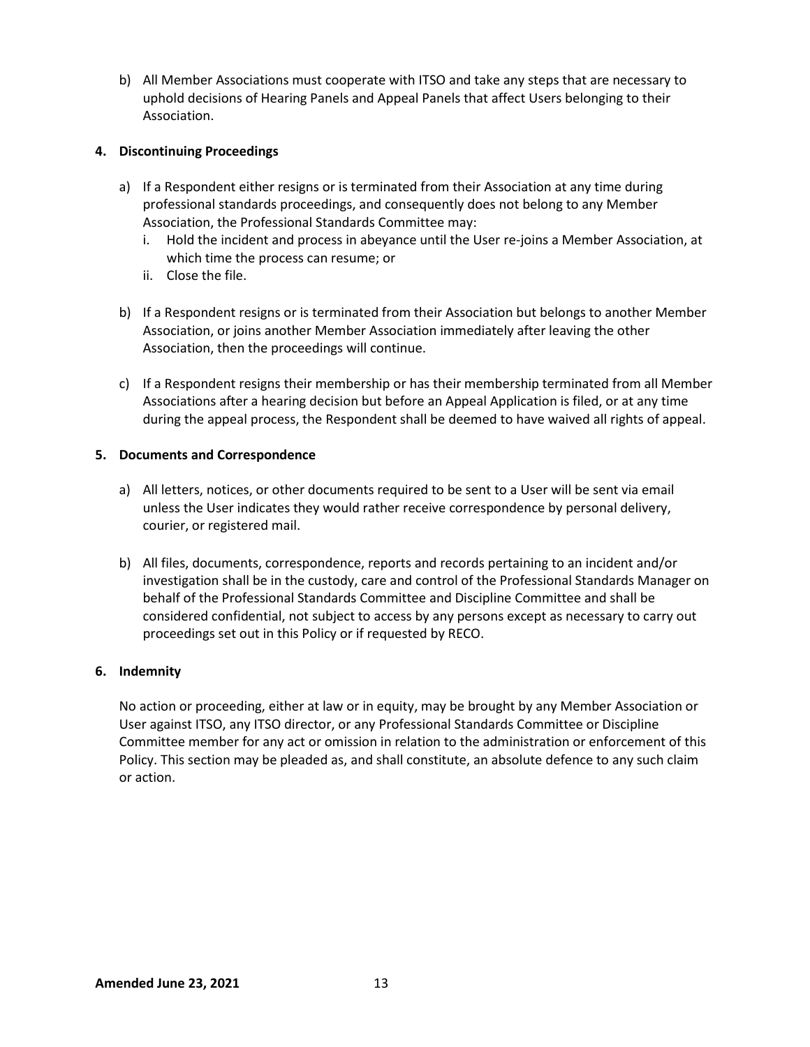b) All Member Associations must cooperate with ITSO and take any steps that are necessary to uphold decisions of Hearing Panels and Appeal Panels that affect Users belonging to their Association.

**4. Discontinuing Proceedings**

a) If a Respondent either resigns or is terminated from their Association at any time during professional standards proceedings, and consequently does not belong to any Member Association, the Professional Standards Committee may:
   i. Hold the incident and process in abeyance until the User re-joins a Member Association, at which time the process can resume; or
   ii. Close the file.

b) If a Respondent resigns or is terminated from their Association but belongs to another Member Association, or joins another Member Association immediately after leaving the other Association, then the proceedings will continue.

c) If a Respondent resigns their membership or has their membership terminated from all Member Associations after a hearing decision but before an Appeal Application is filed, or at any time during the appeal process, the Respondent shall be deemed to have waived all rights of appeal.

**5. Documents and Correspondence**

a) All letters, notices, or other documents required to be sent to a User will be sent via email unless the User indicates they would rather receive correspondence by personal delivery, courier, or registered mail.

b) All files, documents, correspondence, reports and records pertaining to an incident and/or investigation shall be in the custody, care and control of the Professional Standards Manager on behalf of the Professional Standards Committee and Discipline Committee and shall be considered confidential, not subject to access by any persons except as necessary to carry out proceedings set out in this Policy or if requested by RECO.

**6. Indemnity**

No action or proceeding, either at law or in equity, may be brought by any Member Association or User against ITSO, any ITSO director, or any Professional Standards Committee or Discipline Committee member for any act or omission in relation to the administration or enforcement of this Policy. This section may be pleaded as, and shall constitute, an absolute defence to any such claim or action.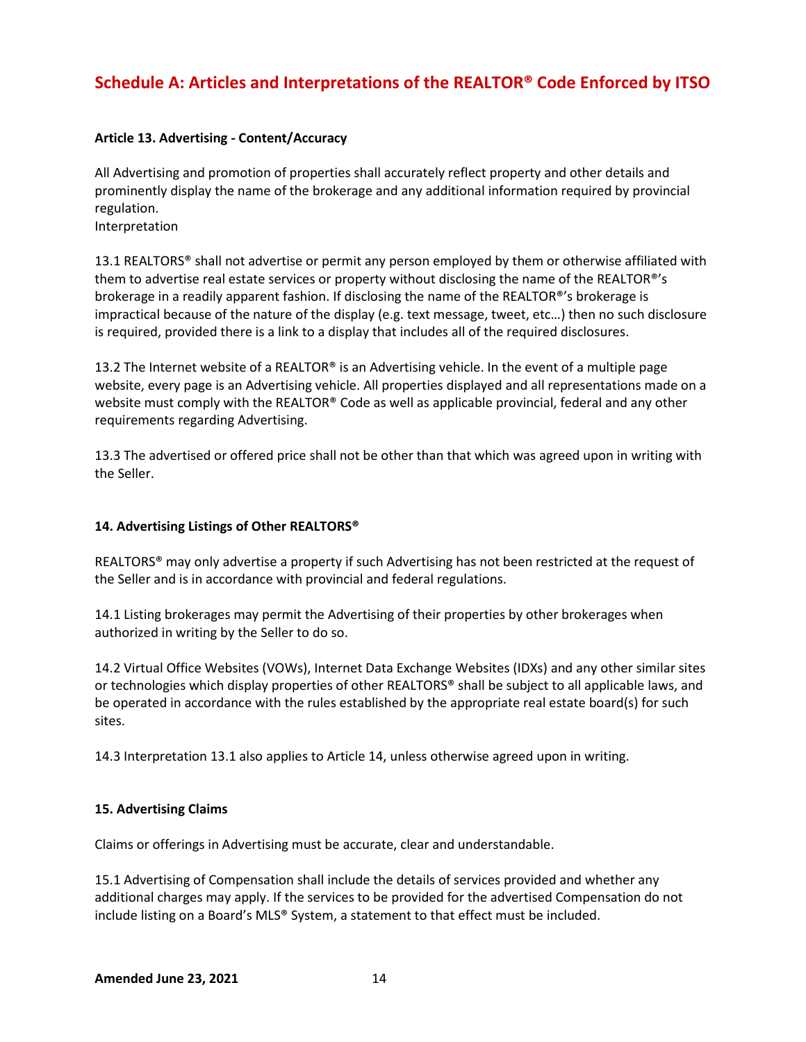# Schedule A: Articles and Interpretations of the REALTOR® Code Enforced by ITSO

**Article 13. Advertising - Content/Accuracy**

All Advertising and promotion of properties shall accurately reflect property and other details and prominently display the name of the brokerage and any additional information required by provincial regulation.
Interpretation

13.1 REALTORS® shall not advertise or permit any person employed by them or otherwise affiliated with them to advertise real estate services or property without disclosing the name of the REALTOR®'s brokerage in a readily apparent fashion. If disclosing the name of the REALTOR®'s brokerage is impractical because of the nature of the display (e.g. text message, tweet, etc…) then no such disclosure is required, provided there is a link to a display that includes all of the required disclosures.

13.2 The Internet website of a REALTOR® is an Advertising vehicle. In the event of a multiple page website, every page is an Advertising vehicle. All properties displayed and all representations made on a website must comply with the REALTOR® Code as well as applicable provincial, federal and any other requirements regarding Advertising.

13.3 The advertised or offered price shall not be other than that which was agreed upon in writing with the Seller.

**14. Advertising Listings of Other REALTORS®**

REALTORS® may only advertise a property if such Advertising has not been restricted at the request of the Seller and is in accordance with provincial and federal regulations.

14.1 Listing brokerages may permit the Advertising of their properties by other brokerages when authorized in writing by the Seller to do so.

14.2 Virtual Office Websites (VOWs), Internet Data Exchange Websites (IDXs) and any other similar sites or technologies which display properties of other REALTORS® shall be subject to all applicable laws, and be operated in accordance with the rules established by the appropriate real estate board(s) for such sites.

14.3 Interpretation 13.1 also applies to Article 14, unless otherwise agreed upon in writing.

**15. Advertising Claims**

Claims or offerings in Advertising must be accurate, clear and understandable.

15.1 Advertising of Compensation shall include the details of services provided and whether any additional charges may apply. If the services to be provided for the advertised Compensation do not include listing on a Board's MLS® System, a statement to that effect must be included.

**Amended June 23, 2021**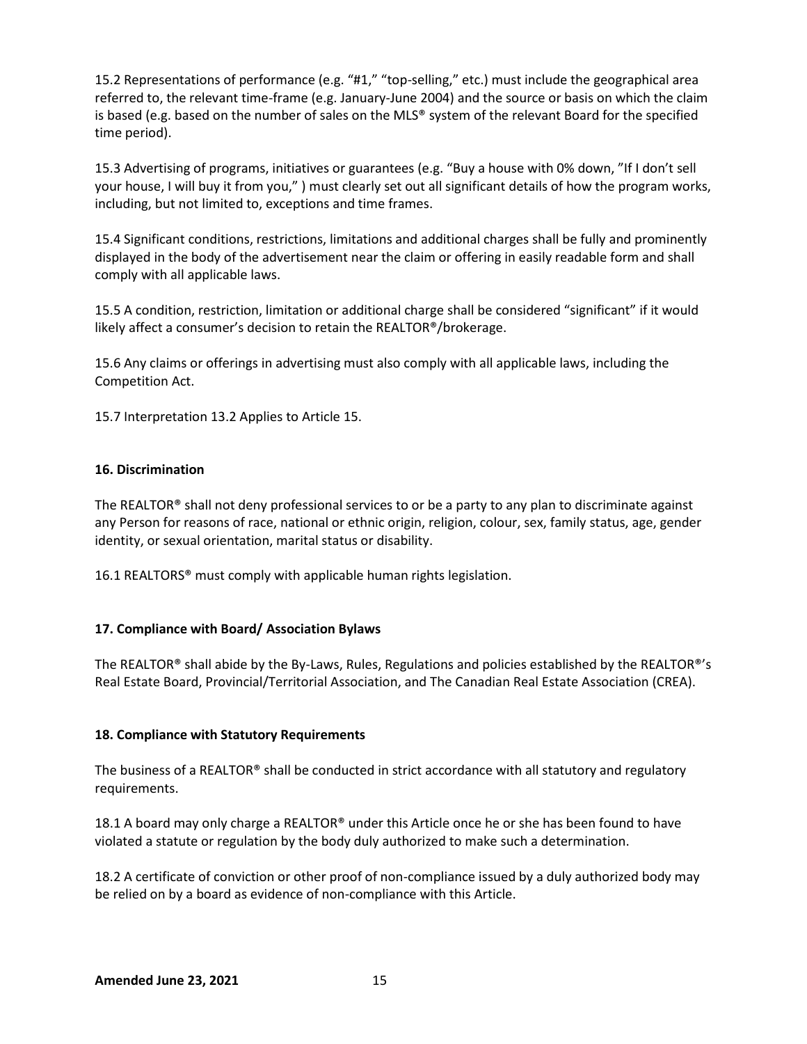15.2 Representations of performance (e.g. “#1,” “top-selling,” etc.) must include the geographical area referred to, the relevant time-frame (e.g. January-June 2004) and the source or basis on which the claim is based (e.g. based on the number of sales on the MLS® system of the relevant Board for the specified time period).

15.3 Advertising of programs, initiatives or guarantees (e.g. “Buy a house with 0% down, ”If I don’t sell your house, I will buy it from you,” ) must clearly set out all significant details of how the program works, including, but not limited to, exceptions and time frames.

15.4 Significant conditions, restrictions, limitations and additional charges shall be fully and prominently displayed in the body of the advertisement near the claim or offering in easily readable form and shall comply with all applicable laws.

15.5 A condition, restriction, limitation or additional charge shall be considered “significant” if it would likely affect a consumer’s decision to retain the REALTOR®/brokerage.

15.6 Any claims or offerings in advertising must also comply with all applicable laws, including the Competition Act.

15.7 Interpretation 13.2 Applies to Article 15.

**16. Discrimination**

The REALTOR® shall not deny professional services to or be a party to any plan to discriminate against any Person for reasons of race, national or ethnic origin, religion, colour, sex, family status, age, gender identity, or sexual orientation, marital status or disability.

16.1 REALTORS® must comply with applicable human rights legislation.

**17. Compliance with Board/ Association Bylaws**

The REALTOR® shall abide by the By-Laws, Rules, Regulations and policies established by the REALTOR®’s Real Estate Board, Provincial/Territorial Association, and The Canadian Real Estate Association (CREA).

**18. Compliance with Statutory Requirements**

The business of a REALTOR® shall be conducted in strict accordance with all statutory and regulatory requirements.

18.1 A board may only charge a REALTOR® under this Article once he or she has been found to have violated a statute or regulation by the body duly authorized to make such a determination.

18.2 A certificate of conviction or other proof of non-compliance issued by a duly authorized body may be relied on by a board as evidence of non-compliance with this Article.

**Amended June 23, 2021**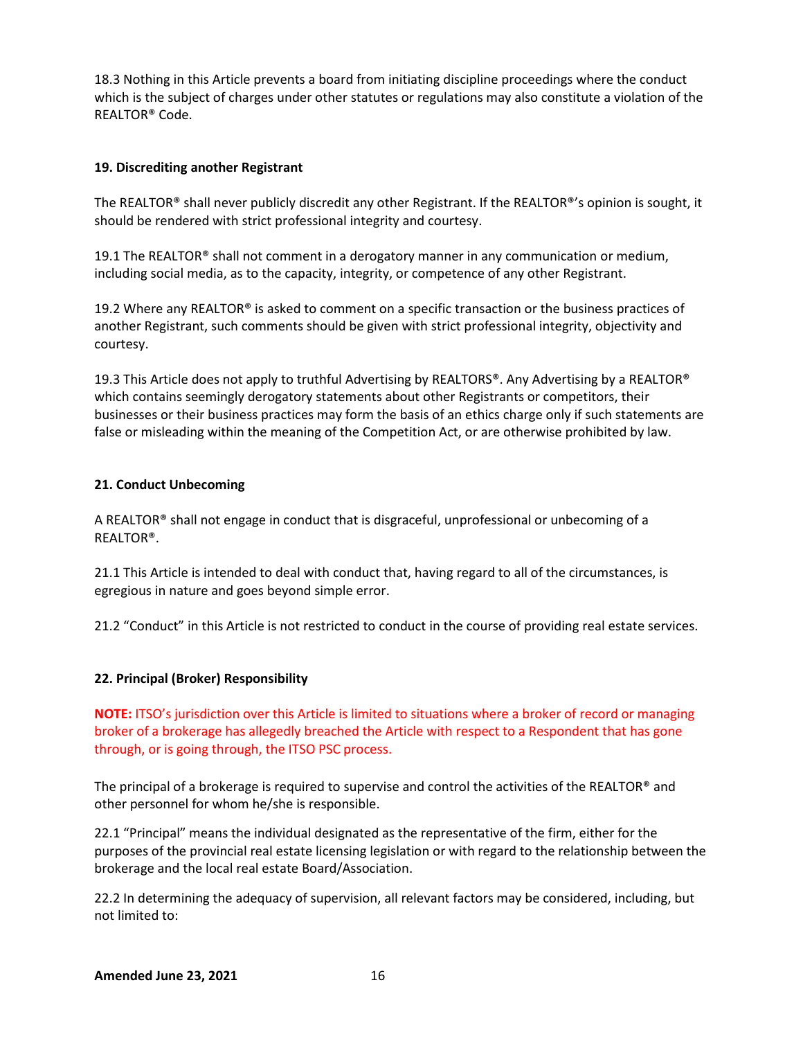18.3 Nothing in this Article prevents a board from initiating discipline proceedings where the conduct which is the subject of charges under other statutes or regulations may also constitute a violation of the REALTOR® Code.

**19. Discrediting another Registrant**

The REALTOR® shall never publicly discredit any other Registrant. If the REALTOR®'s opinion is sought, it should be rendered with strict professional integrity and courtesy.

19.1 The REALTOR® shall not comment in a derogatory manner in any communication or medium, including social media, as to the capacity, integrity, or competence of any other Registrant.

19.2 Where any REALTOR® is asked to comment on a specific transaction or the business practices of another Registrant, such comments should be given with strict professional integrity, objectivity and courtesy.

19.3 This Article does not apply to truthful Advertising by REALTORS®. Any Advertising by a REALTOR® which contains seemingly derogatory statements about other Registrants or competitors, their businesses or their business practices may form the basis of an ethics charge only if such statements are false or misleading within the meaning of the Competition Act, or are otherwise prohibited by law.

**21. Conduct Unbecoming**

A REALTOR® shall not engage in conduct that is disgraceful, unprofessional or unbecoming of a REALTOR®.

21.1 This Article is intended to deal with conduct that, having regard to all of the circumstances, is egregious in nature and goes beyond simple error.

21.2 "Conduct" in this Article is not restricted to conduct in the course of providing real estate services.

**22. Principal (Broker) Responsibility**

**NOTE:** ITSO's jurisdiction over this Article is limited to situations where a broker of record or managing broker of a brokerage has allegedly breached the Article with respect to a Respondent that has gone through, or is going through, the ITSO PSC process.

The principal of a brokerage is required to supervise and control the activities of the REALTOR® and other personnel for whom he/she is responsible.

22.1 "Principal" means the individual designated as the representative of the firm, either for the purposes of the provincial real estate licensing legislation or with regard to the relationship between the brokerage and the local real estate Board/Association.

22.2 In determining the adequacy of supervision, all relevant factors may be considered, including, but not limited to: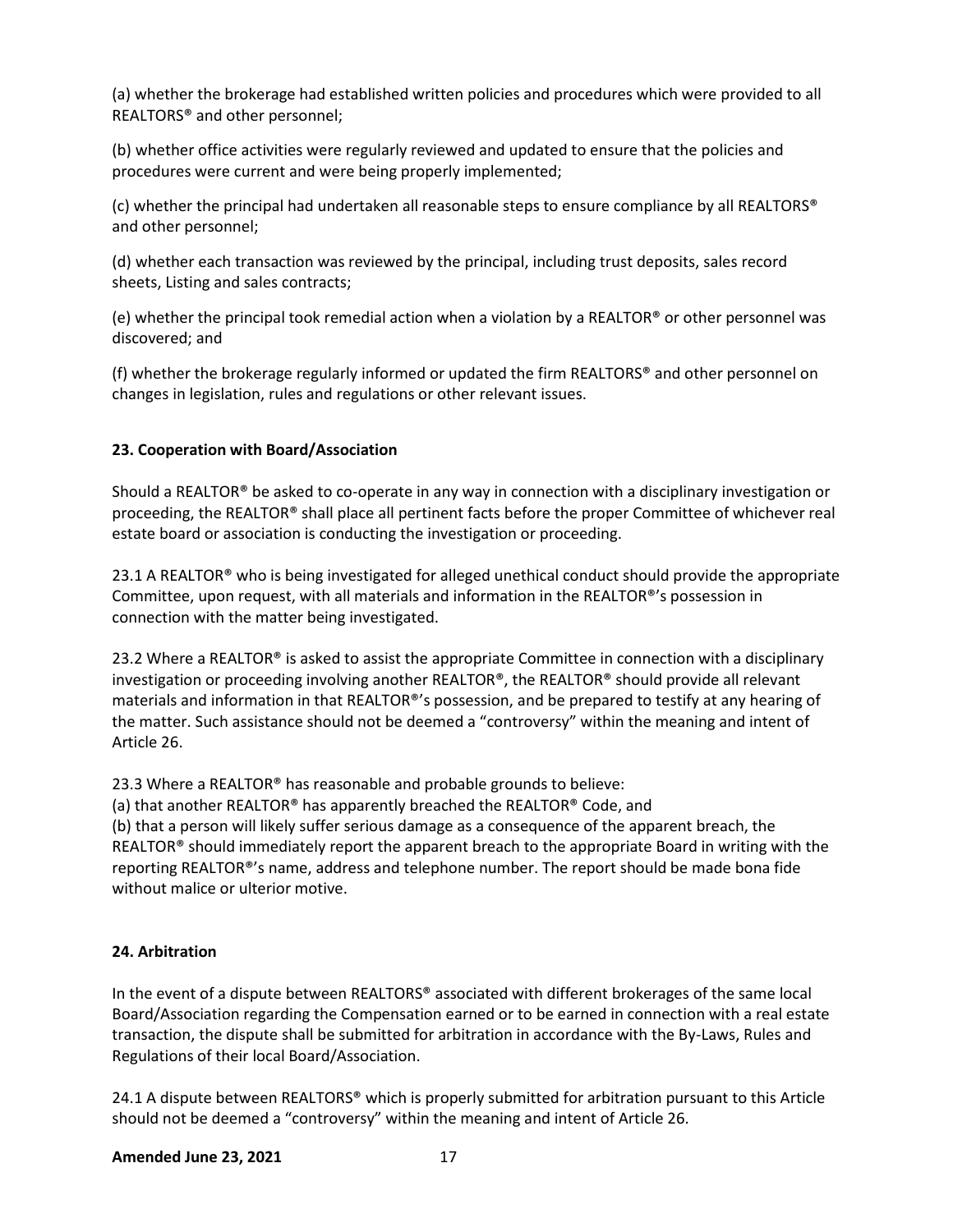(a) whether the brokerage had established written policies and procedures which were provided to all REALTORS® and other personnel;

(b) whether office activities were regularly reviewed and updated to ensure that the policies and procedures were current and were being properly implemented;

(c) whether the principal had undertaken all reasonable steps to ensure compliance by all REALTORS® and other personnel;

(d) whether each transaction was reviewed by the principal, including trust deposits, sales record sheets, Listing and sales contracts;

(e) whether the principal took remedial action when a violation by a REALTOR® or other personnel was discovered; and

(f) whether the brokerage regularly informed or updated the firm REALTORS® and other personnel on changes in legislation, rules and regulations or other relevant issues.

**23. Cooperation with Board/Association**

Should a REALTOR® be asked to co-operate in any way in connection with a disciplinary investigation or proceeding, the REALTOR® shall place all pertinent facts before the proper Committee of whichever real estate board or association is conducting the investigation or proceeding.

23.1 A REALTOR® who is being investigated for alleged unethical conduct should provide the appropriate Committee, upon request, with all materials and information in the REALTOR®'s possession in connection with the matter being investigated.

23.2 Where a REALTOR® is asked to assist the appropriate Committee in connection with a disciplinary investigation or proceeding involving another REALTOR®, the REALTOR® should provide all relevant materials and information in that REALTOR®'s possession, and be prepared to testify at any hearing of the matter. Such assistance should not be deemed a "controversy" within the meaning and intent of Article 26.

23.3 Where a REALTOR® has reasonable and probable grounds to believe:
(a) that another REALTOR® has apparently breached the REALTOR® Code, and
(b) that a person will likely suffer serious damage as a consequence of the apparent breach, the REALTOR® should immediately report the apparent breach to the appropriate Board in writing with the reporting REALTOR®'s name, address and telephone number. The report should be made bona fide without malice or ulterior motive.

**24. Arbitration**

In the event of a dispute between REALTORS® associated with different brokerages of the same local Board/Association regarding the Compensation earned or to be earned in connection with a real estate transaction, the dispute shall be submitted for arbitration in accordance with the By-Laws, Rules and Regulations of their local Board/Association.

24.1 A dispute between REALTORS® which is properly submitted for arbitration pursuant to this Article should not be deemed a "controversy" within the meaning and intent of Article 26.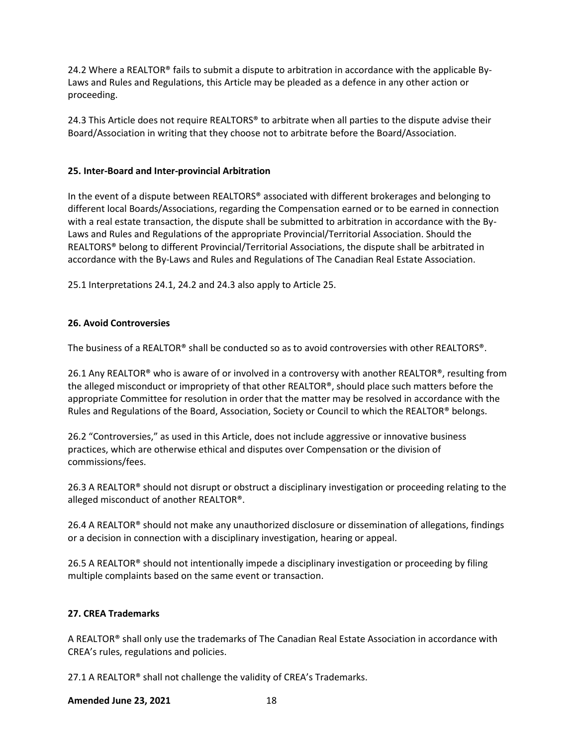24.2 Where a REALTOR® fails to submit a dispute to arbitration in accordance with the applicable By-Laws and Rules and Regulations, this Article may be pleaded as a defence in any other action or proceeding.

24.3 This Article does not require REALTORS® to arbitrate when all parties to the dispute advise their Board/Association in writing that they choose not to arbitrate before the Board/Association.

**25. Inter-Board and Inter-provincial Arbitration**

In the event of a dispute between REALTORS® associated with different brokerages and belonging to different local Boards/Associations, regarding the Compensation earned or to be earned in connection with a real estate transaction, the dispute shall be submitted to arbitration in accordance with the By-Laws and Rules and Regulations of the appropriate Provincial/Territorial Association. Should the REALTORS® belong to different Provincial/Territorial Associations, the dispute shall be arbitrated in accordance with the By-Laws and Rules and Regulations of The Canadian Real Estate Association.

25.1 Interpretations 24.1, 24.2 and 24.3 also apply to Article 25.

**26. Avoid Controversies**

The business of a REALTOR® shall be conducted so as to avoid controversies with other REALTORS®.

26.1 Any REALTOR® who is aware of or involved in a controversy with another REALTOR®, resulting from the alleged misconduct or impropriety of that other REALTOR®, should place such matters before the appropriate Committee for resolution in order that the matter may be resolved in accordance with the Rules and Regulations of the Board, Association, Society or Council to which the REALTOR® belongs.

26.2 "Controversies," as used in this Article, does not include aggressive or innovative business practices, which are otherwise ethical and disputes over Compensation or the division of commissions/fees.

26.3 A REALTOR® should not disrupt or obstruct a disciplinary investigation or proceeding relating to the alleged misconduct of another REALTOR®.

26.4 A REALTOR® should not make any unauthorized disclosure or dissemination of allegations, findings or a decision in connection with a disciplinary investigation, hearing or appeal.

26.5 A REALTOR® should not intentionally impede a disciplinary investigation or proceeding by filing multiple complaints based on the same event or transaction.

**27. CREA Trademarks**

A REALTOR® shall only use the trademarks of The Canadian Real Estate Association in accordance with CREA's rules, regulations and policies.

27.1 A REALTOR® shall not challenge the validity of CREA's Trademarks.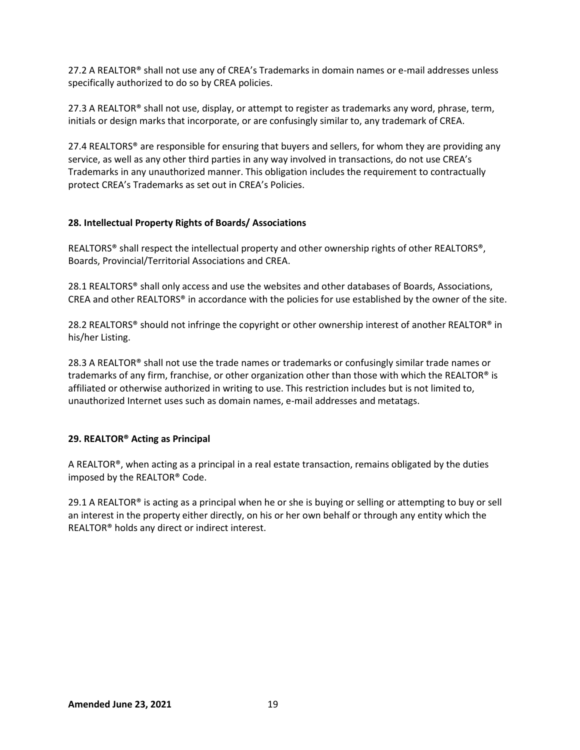27.2 A REALTOR® shall not use any of CREA's Trademarks in domain names or e-mail addresses unless specifically authorized to do so by CREA policies.

27.3 A REALTOR® shall not use, display, or attempt to register as trademarks any word, phrase, term, initials or design marks that incorporate, or are confusingly similar to, any trademark of CREA.

27.4 REALTORS® are responsible for ensuring that buyers and sellers, for whom they are providing any service, as well as any other third parties in any way involved in transactions, do not use CREA's Trademarks in any unauthorized manner. This obligation includes the requirement to contractually protect CREA's Trademarks as set out in CREA's Policies.

**28. Intellectual Property Rights of Boards/ Associations**

REALTORS® shall respect the intellectual property and other ownership rights of other REALTORS®, Boards, Provincial/Territorial Associations and CREA.

28.1 REALTORS® shall only access and use the websites and other databases of Boards, Associations, CREA and other REALTORS® in accordance with the policies for use established by the owner of the site.

28.2 REALTORS® should not infringe the copyright or other ownership interest of another REALTOR® in his/her Listing.

28.3 A REALTOR® shall not use the trade names or trademarks or confusingly similar trade names or trademarks of any firm, franchise, or other organization other than those with which the REALTOR® is affiliated or otherwise authorized in writing to use. This restriction includes but is not limited to, unauthorized Internet uses such as domain names, e-mail addresses and metatags.

**29. REALTOR® Acting as Principal**

A REALTOR®, when acting as a principal in a real estate transaction, remains obligated by the duties imposed by the REALTOR® Code.

29.1 A REALTOR® is acting as a principal when he or she is buying or selling or attempting to buy or sell an interest in the property either directly, on his or her own behalf or through any entity which the REALTOR® holds any direct or indirect interest.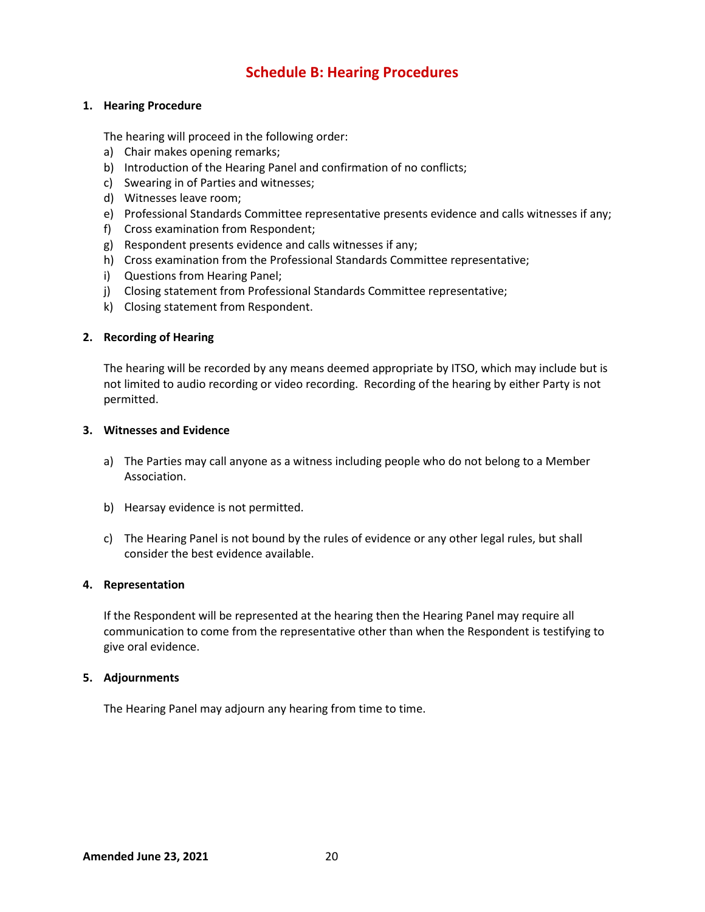# Schedule B: Hearing Procedures

**1. Hearing Procedure**

The hearing will proceed in the following order:

a) Chair makes opening remarks;
b) Introduction of the Hearing Panel and confirmation of no conflicts;
c) Swearing in of Parties and witnesses;
d) Witnesses leave room;
e) Professional Standards Committee representative presents evidence and calls witnesses if any;
f) Cross examination from Respondent;
g) Respondent presents evidence and calls witnesses if any;
h) Cross examination from the Professional Standards Committee representative;
i) Questions from Hearing Panel;
j) Closing statement from Professional Standards Committee representative;
k) Closing statement from Respondent.

**2. Recording of Hearing**

The hearing will be recorded by any means deemed appropriate by ITSO, which may include but is not limited to audio recording or video recording. Recording of the hearing by either Party is not permitted.

**3. Witnesses and Evidence**

a) The Parties may call anyone as a witness including people who do not belong to a Member Association.

b) Hearsay evidence is not permitted.

c) The Hearing Panel is not bound by the rules of evidence or any other legal rules, but shall consider the best evidence available.

**4. Representation**

If the Respondent will be represented at the hearing then the Hearing Panel may require all communication to come from the representative other than when the Respondent is testifying to give oral evidence.

**5. Adjournments**

The Hearing Panel may adjourn any hearing from time to time.

**Amended June 23, 2021**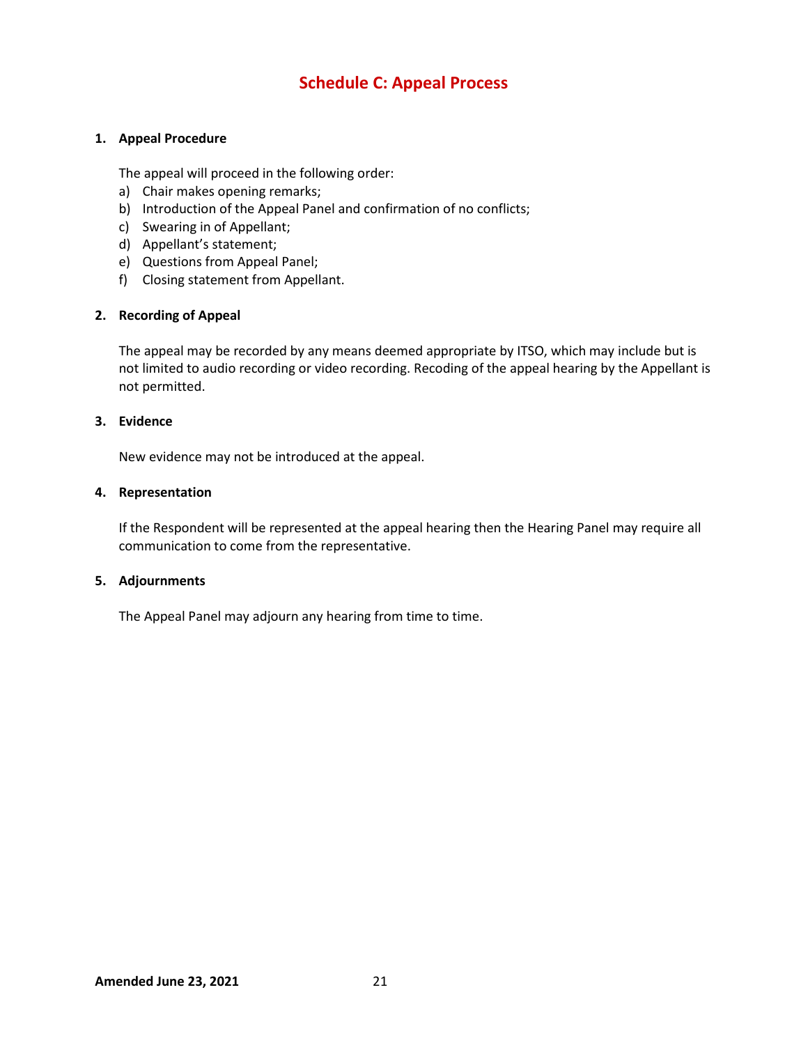## Schedule C: Appeal Process

**1. Appeal Procedure**

The appeal will proceed in the following order:

a) Chair makes opening remarks;
b) Introduction of the Appeal Panel and confirmation of no conflicts;
c) Swearing in of Appellant;
d) Appellant's statement;
e) Questions from Appeal Panel;
f) Closing statement from Appellant.

**2. Recording of Appeal**

The appeal may be recorded by any means deemed appropriate by ITSO, which may include but is not limited to audio recording or video recording. Recoding of the appeal hearing by the Appellant is not permitted.

**3. Evidence**

New evidence may not be introduced at the appeal.

**4. Representation**

If the Respondent will be represented at the appeal hearing then the Hearing Panel may require all communication to come from the representative.

**5. Adjournments**

The Appeal Panel may adjourn any hearing from time to time.

**Amended June 23, 2021**